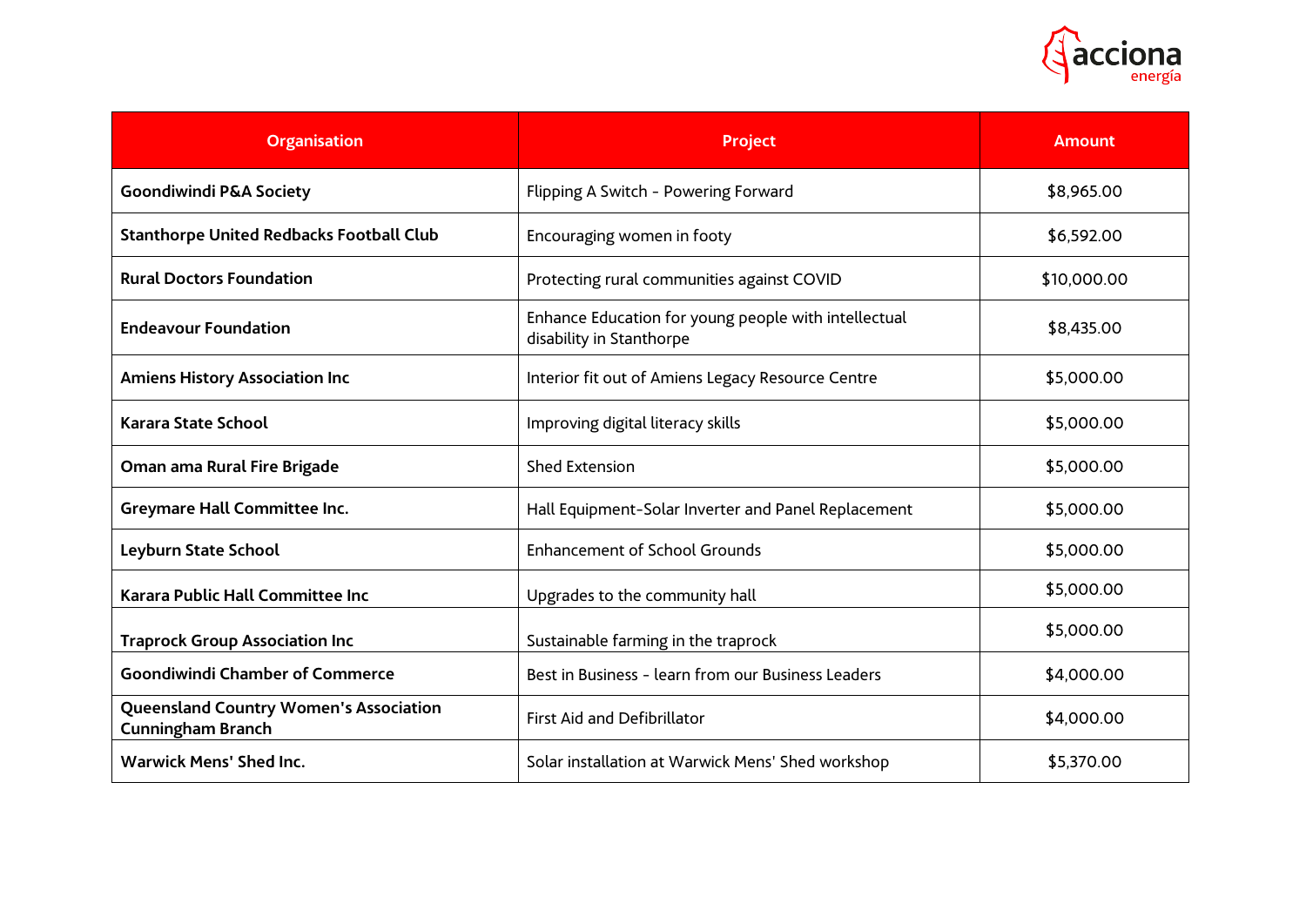| Organisation | Project | Amount |
|---|---|---|
| **Goondiwindi P&A Society** | Flipping A Switch - Powering Forward | $8,965.00 |
| **Stanthorpe United Redbacks Football Club** | Encouraging women in footy | $6,592.00 |
| **Rural Doctors Foundation** | Protecting rural communities against COVID | $10,000.00 |
| **Endeavour Foundation** | Enhance Education for young people with intellectual disability in Stanthorpe | $8,435.00 |
| **Amiens History Association Inc** | Interior fit out of Amiens Legacy Resource Centre | $5,000.00 |
| **Karara State School** | Improving digital literacy skills | $5,000.00 |
| **Oman ama Rural Fire Brigade** | Shed Extension | $5,000.00 |
| **Greymare Hall Committee Inc.** | Hall Equipment-Solar Inverter and Panel Replacement | $5,000.00 |
| **Leyburn State School** | Enhancement of School Grounds | $5,000.00 |
| **Karara Public Hall Committee Inc** | Upgrades to the community hall | $5,000.00 |
| **Traprock Group Association Inc** | Sustainable farming in the traprock | $5,000.00 |
| **Goondiwindi Chamber of Commerce** | Best in Business - learn from our Business Leaders | $4,000.00 |
| **Queensland Country Women's Association Cunningham Branch** | First Aid and Defibrillator | $4,000.00 |
| **Warwick Mens' Shed Inc.** | Solar installation at Warwick Mens' Shed workshop | $5,370.00 |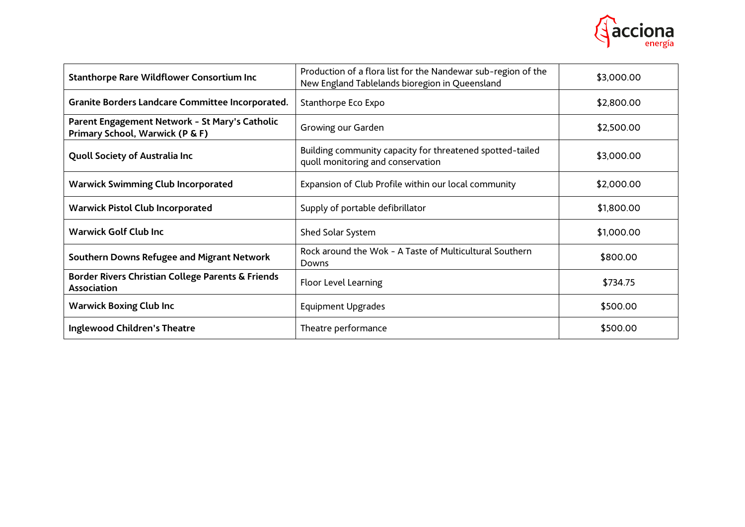| | | |
|---|---|---|
| **Stanthorpe Rare Wildflower Consortium Inc** | Production of a flora list for the Nandewar sub-region of the New England Tablelands bioregion in Queensland | $3,000.00 |
| **Granite Borders Landcare Committee Incorporated.** | Stanthorpe Eco Expo | $2,800.00 |
| **Parent Engagement Network - St Mary's Catholic Primary School, Warwick (P & F)** | Growing our Garden | $2,500.00 |
| **Quoll Society of Australia Inc** | Building community capacity for threatened spotted-tailed quoll monitoring and conservation | $3,000.00 |
| **Warwick Swimming Club Incorporated** | Expansion of Club Profile within our local community | $2,000.00 |
| **Warwick Pistol Club Incorporated** | Supply of portable defibrillator | $1,800.00 |
| **Warwick Golf Club Inc** | Shed Solar System | $1,000.00 |
| **Southern Downs Refugee and Migrant Network** | Rock around the Wok - A Taste of Multicultural Southern Downs | $800.00 |
| **Border Rivers Christian College Parents & Friends Association** | Floor Level Learning | $734.75 |
| **Warwick Boxing Club Inc** | Equipment Upgrades | $500.00 |
| **Inglewood Children's Theatre** | Theatre performance | $500.00 |